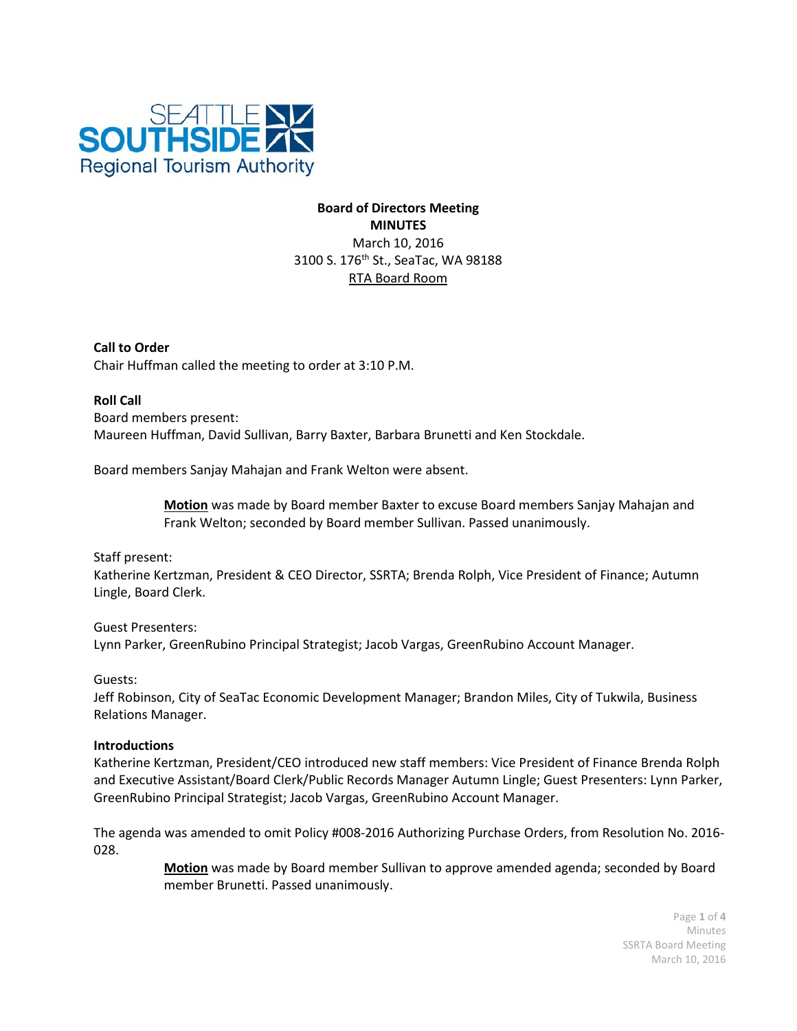**Board of Directors Meeting**
**MINUTES**
March 10, 2016
3100 S. 176th St., SeaTac, WA 98188
RTA Board Room

**Call to Order**
Chair Huffman called the meeting to order at 3:10 P.M.

**Roll Call**
Board members present:
Maureen Huffman, David Sullivan, Barry Baxter, Barbara Brunetti and Ken Stockdale.

Board members Sanjay Mahajan and Frank Welton were absent.

> **Motion** was made by Board member Baxter to excuse Board members Sanjay Mahajan and Frank Welton; seconded by Board member Sullivan. Passed unanimously.

Staff present:
Katherine Kertzman, President & CEO Director, SSRTA; Brenda Rolph, Vice President of Finance; Autumn Lingle, Board Clerk.

Guest Presenters:
Lynn Parker, GreenRubino Principal Strategist; Jacob Vargas, GreenRubino Account Manager.

Guests:
Jeff Robinson, City of SeaTac Economic Development Manager; Brandon Miles, City of Tukwila, Business Relations Manager.

**Introductions**
Katherine Kertzman, President/CEO introduced new staff members: Vice President of Finance Brenda Rolph and Executive Assistant/Board Clerk/Public Records Manager Autumn Lingle; Guest Presenters: Lynn Parker, GreenRubino Principal Strategist; Jacob Vargas, GreenRubino Account Manager.

The agenda was amended to omit Policy #008-2016 Authorizing Purchase Orders, from Resolution No. 2016-028.

> **Motion** was made by Board member Sullivan to approve amended agenda; seconded by Board member Brunetti. Passed unanimously.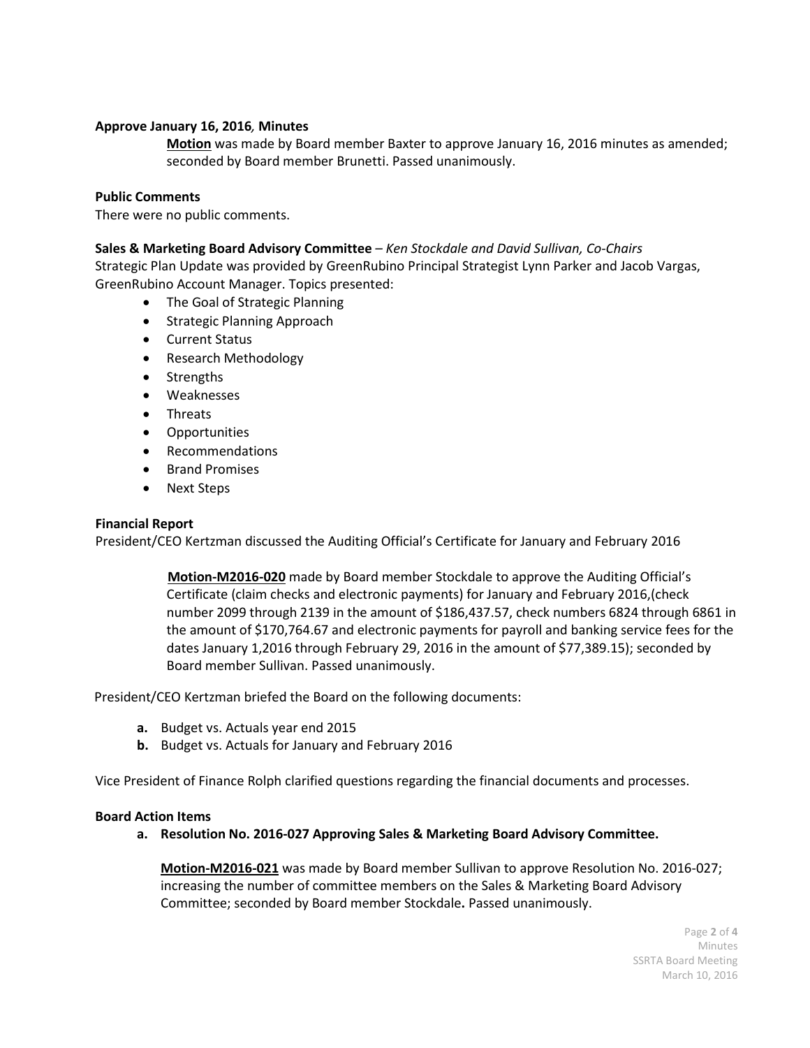**Approve January 16, 2016*,* Minutes**

> **Motion** was made by Board member Baxter to approve January 16, 2016 minutes as amended; seconded by Board member Brunetti. Passed unanimously.

**Public Comments**

There were no public comments.

**Sales & Marketing Board Advisory Committee** – *Ken Stockdale and David Sullivan, Co-Chairs*

Strategic Plan Update was provided by GreenRubino Principal Strategist Lynn Parker and Jacob Vargas, GreenRubino Account Manager. Topics presented:

- The Goal of Strategic Planning
- Strategic Planning Approach
- Current Status
- Research Methodology
- Strengths
- Weaknesses
- Threats
- Opportunities
- Recommendations
- Brand Promises
- Next Steps

**Financial Report**

President/CEO Kertzman discussed the Auditing Official's Certificate for January and February 2016

> **Motion-M2016-020** made by Board member Stockdale to approve the Auditing Official's Certificate (claim checks and electronic payments) for January and February 2016,(check number 2099 through 2139 in the amount of $186,437.57, check numbers 6824 through 6861 in the amount of $170,764.67 and electronic payments for payroll and banking service fees for the dates January 1,2016 through February 29, 2016 in the amount of $77,389.15); seconded by Board member Sullivan. Passed unanimously.

President/CEO Kertzman briefed the Board on the following documents:

**a.** Budget vs. Actuals year end 2015

**b.** Budget vs. Actuals for January and February 2016

Vice President of Finance Rolph clarified questions regarding the financial documents and processes.

**Board Action Items**

**a. Resolution No. 2016-027 Approving Sales & Marketing Board Advisory Committee.**

> **Motion-M2016-021** was made by Board member Sullivan to approve Resolution No. 2016-027; increasing the number of committee members on the Sales & Marketing Board Advisory Committee; seconded by Board member Stockdale**.** Passed unanimously.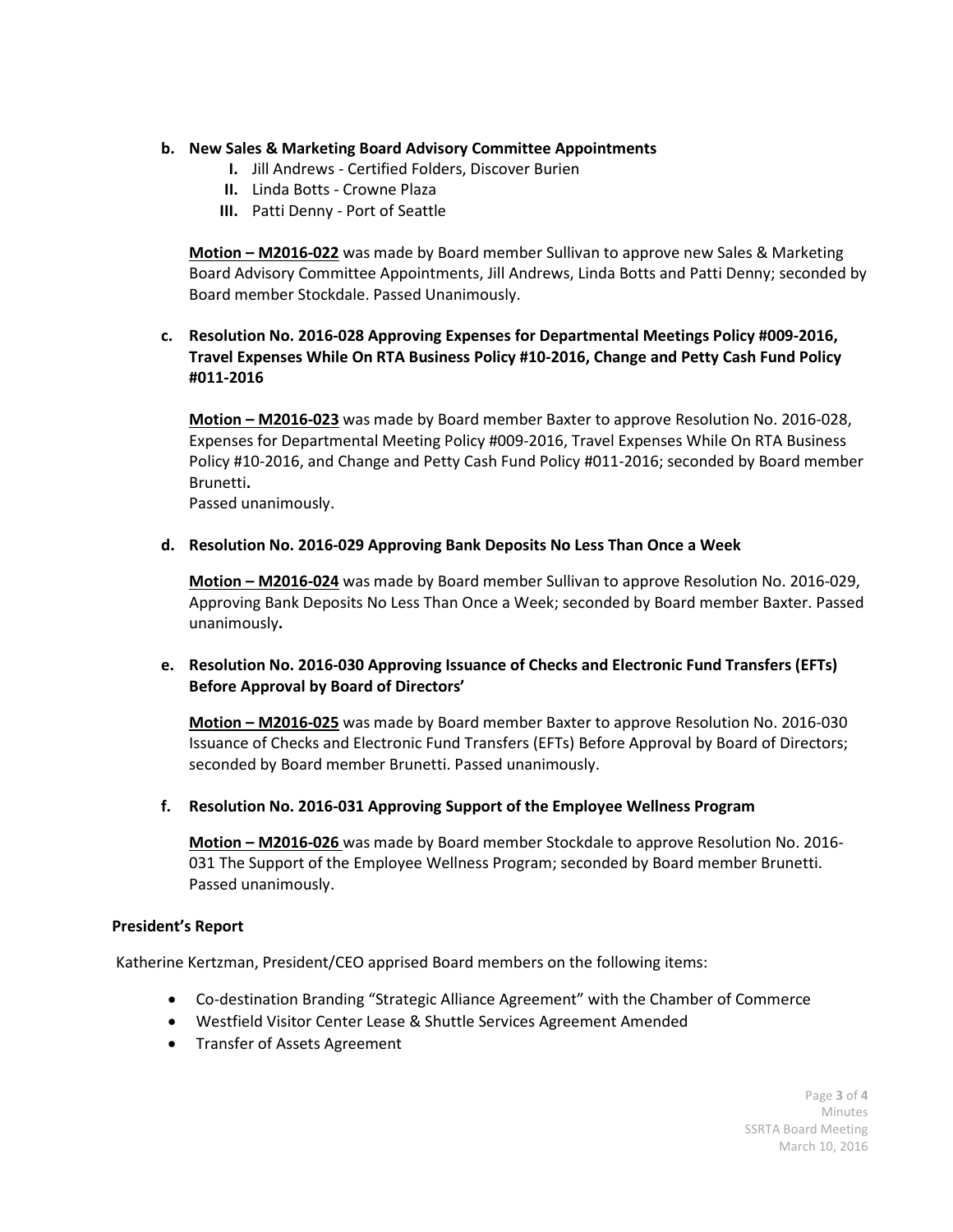**b. New Sales & Marketing Board Advisory Committee Appointments**

- I. Jill Andrews - Certified Folders, Discover Burien
- II. Linda Botts - Crowne Plaza
- III. Patti Denny - Port of Seattle

**Motion – M2016-022** was made by Board member Sullivan to approve new Sales & Marketing Board Advisory Committee Appointments, Jill Andrews, Linda Botts and Patti Denny; seconded by Board member Stockdale. Passed Unanimously.

**c. Resolution No. 2016-028 Approving Expenses for Departmental Meetings Policy #009-2016, Travel Expenses While On RTA Business Policy #10-2016, Change and Petty Cash Fund Policy #011-2016**

**Motion – M2016-023** was made by Board member Baxter to approve Resolution No. 2016-028, Expenses for Departmental Meeting Policy #009-2016, Travel Expenses While On RTA Business Policy #10-2016, and Change and Petty Cash Fund Policy #011-2016; seconded by Board member Brunetti**.**
Passed unanimously.

**d. Resolution No. 2016-029 Approving Bank Deposits No Less Than Once a Week**

**Motion – M2016-024** was made by Board member Sullivan to approve Resolution No. 2016-029, Approving Bank Deposits No Less Than Once a Week; seconded by Board member Baxter. Passed unanimously**.**

**e. Resolution No. 2016-030 Approving Issuance of Checks and Electronic Fund Transfers (EFTs) Before Approval by Board of Directors'**

**Motion – M2016-025** was made by Board member Baxter to approve Resolution No. 2016-030 Issuance of Checks and Electronic Fund Transfers (EFTs) Before Approval by Board of Directors; seconded by Board member Brunetti. Passed unanimously.

**f. Resolution No. 2016-031 Approving Support of the Employee Wellness Program**

**Motion – M2016-026** was made by Board member Stockdale to approve Resolution No. 2016-031 The Support of the Employee Wellness Program; seconded by Board member Brunetti. Passed unanimously.

**President's Report**

Katherine Kertzman, President/CEO apprised Board members on the following items:

- Co-destination Branding "Strategic Alliance Agreement" with the Chamber of Commerce
- Westfield Visitor Center Lease & Shuttle Services Agreement Amended
- Transfer of Assets Agreement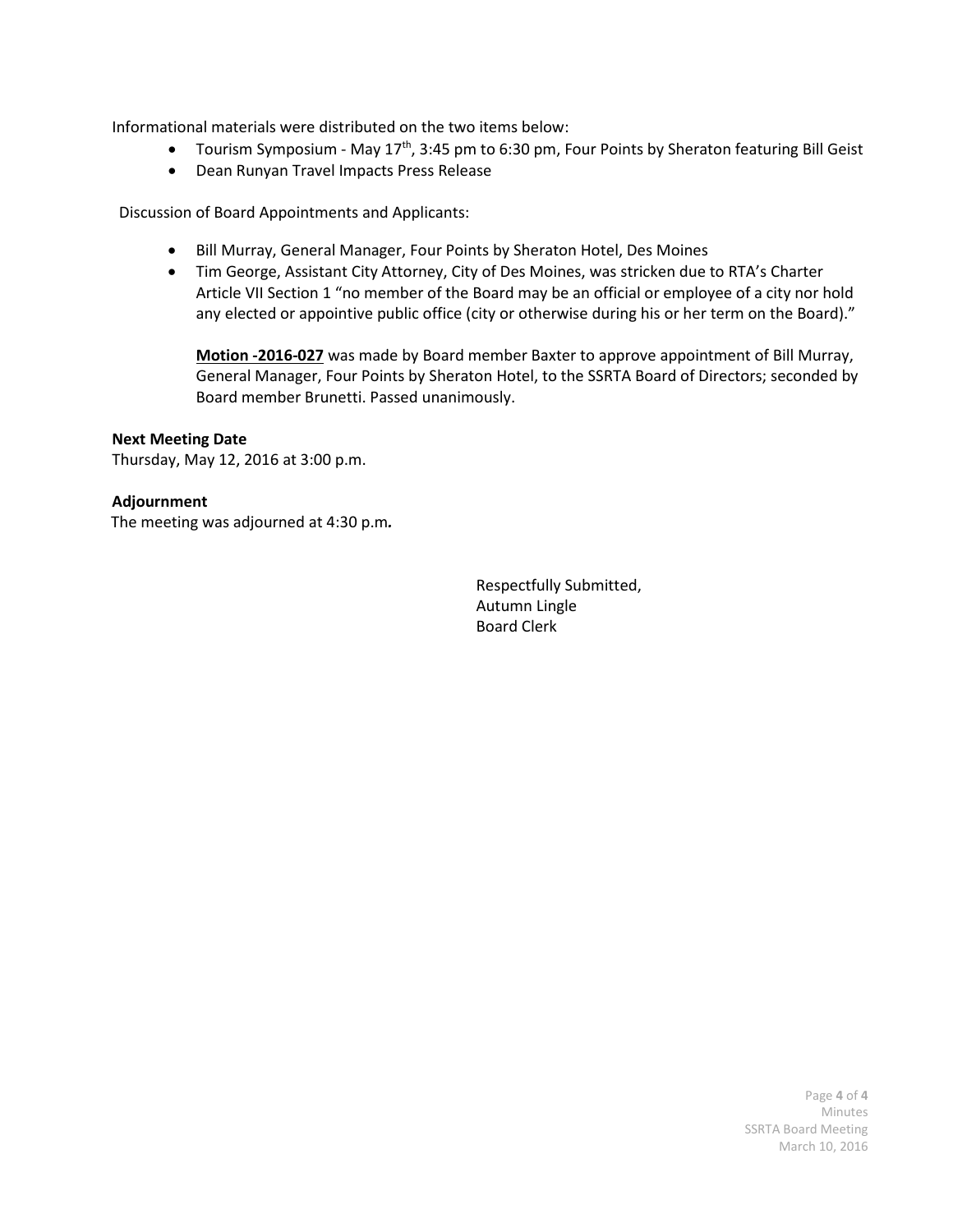Informational materials were distributed on the two items below:

- Tourism Symposium - May 17th, 3:45 pm to 6:30 pm, Four Points by Sheraton featuring Bill Geist
- Dean Runyan Travel Impacts Press Release

Discussion of Board Appointments and Applicants:

- Bill Murray, General Manager, Four Points by Sheraton Hotel, Des Moines
- Tim George, Assistant City Attorney, City of Des Moines, was stricken due to RTA's Charter Article VII Section 1 "no member of the Board may be an official or employee of a city nor hold any elected or appointive public office (city or otherwise during his or her term on the Board)."

**Motion -2016-027** was made by Board member Baxter to approve appointment of Bill Murray, General Manager, Four Points by Sheraton Hotel, to the SSRTA Board of Directors; seconded by Board member Brunetti. Passed unanimously.

**Next Meeting Date**
Thursday, May 12, 2016 at 3:00 p.m.

**Adjournment**
The meeting was adjourned at 4:30 p.m.

Respectfully Submitted,
Autumn Lingle
Board Clerk